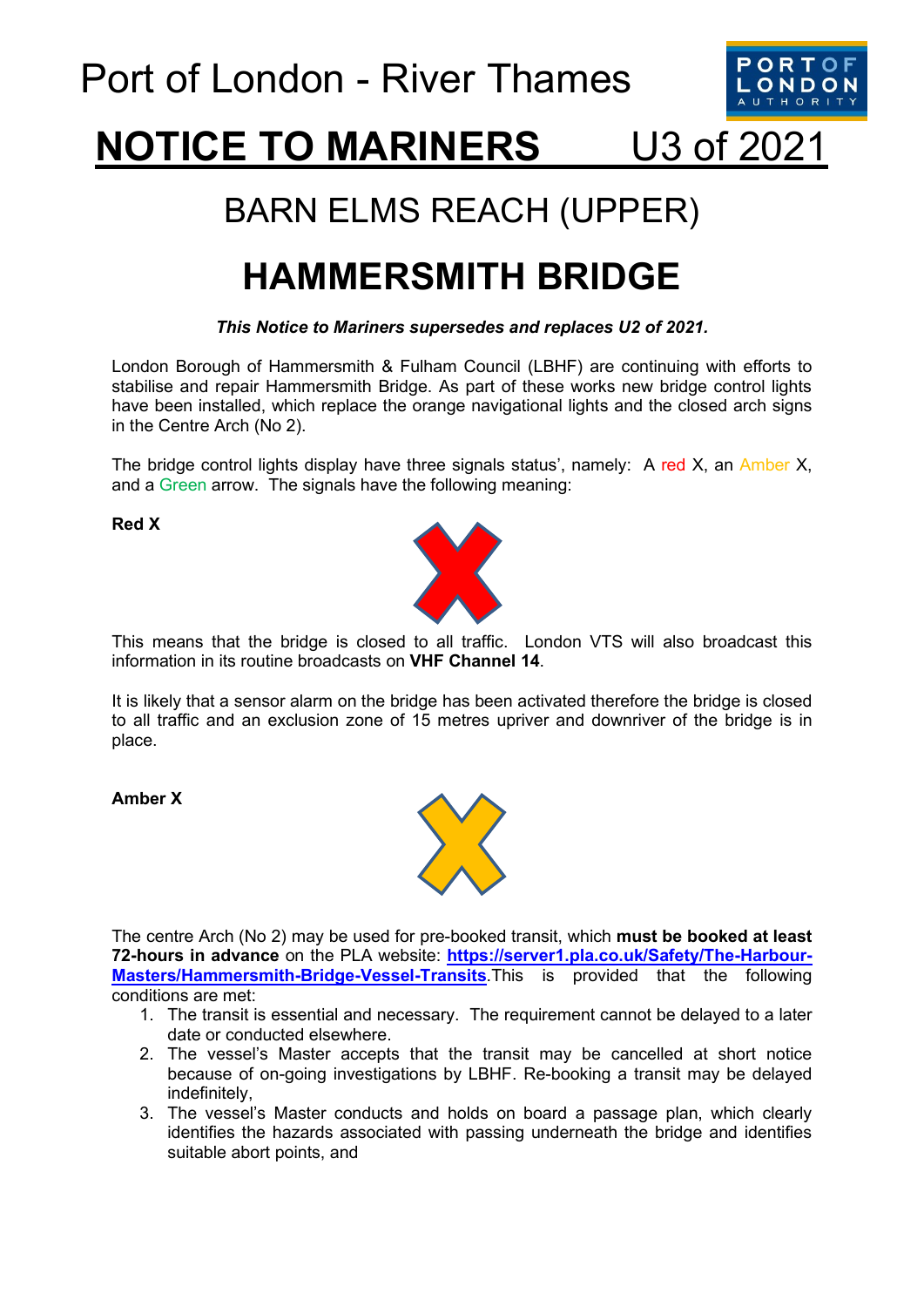# Port of London - River Thames

# NOTICE TO MARINERS U3 of 2021

## BARN ELMS REACH (UPPER)

## HAMMERSMITH BRIDGE

***This Notice to Mariners supersedes and replaces U2 of 2021.***

London Borough of Hammersmith & Fulham Council (LBHF) are continuing with efforts to stabilise and repair Hammersmith Bridge. As part of these works new bridge control lights have been installed, which replace the orange navigational lights and the closed arch signs in the Centre Arch (No 2).

The bridge control lights display have three signals status', namely: A red X, an Amber X, and a Green arrow. The signals have the following meaning:

**Red X**

This means that the bridge is closed to all traffic. London VTS will also broadcast this information in its routine broadcasts on **VHF Channel 14**.

It is likely that a sensor alarm on the bridge has been activated therefore the bridge is closed to all traffic and an exclusion zone of 15 metres upriver and downriver of the bridge is in place.

**Amber X**

The centre Arch (No 2) may be used for pre-booked transit, which **must be booked at least 72-hours in advance** on the PLA website: **https://server1.pla.co.uk/Safety/The-Harbour-Masters/Hammersmith-Bridge-Vessel-Transits**.This is provided that the following conditions are met:

1. The transit is essential and necessary. The requirement cannot be delayed to a later date or conducted elsewhere.
2. The vessel's Master accepts that the transit may be cancelled at short notice because of on-going investigations by LBHF. Re-booking a transit may be delayed indefinitely,
3. The vessel's Master conducts and holds on board a passage plan, which clearly identifies the hazards associated with passing underneath the bridge and identifies suitable abort points, and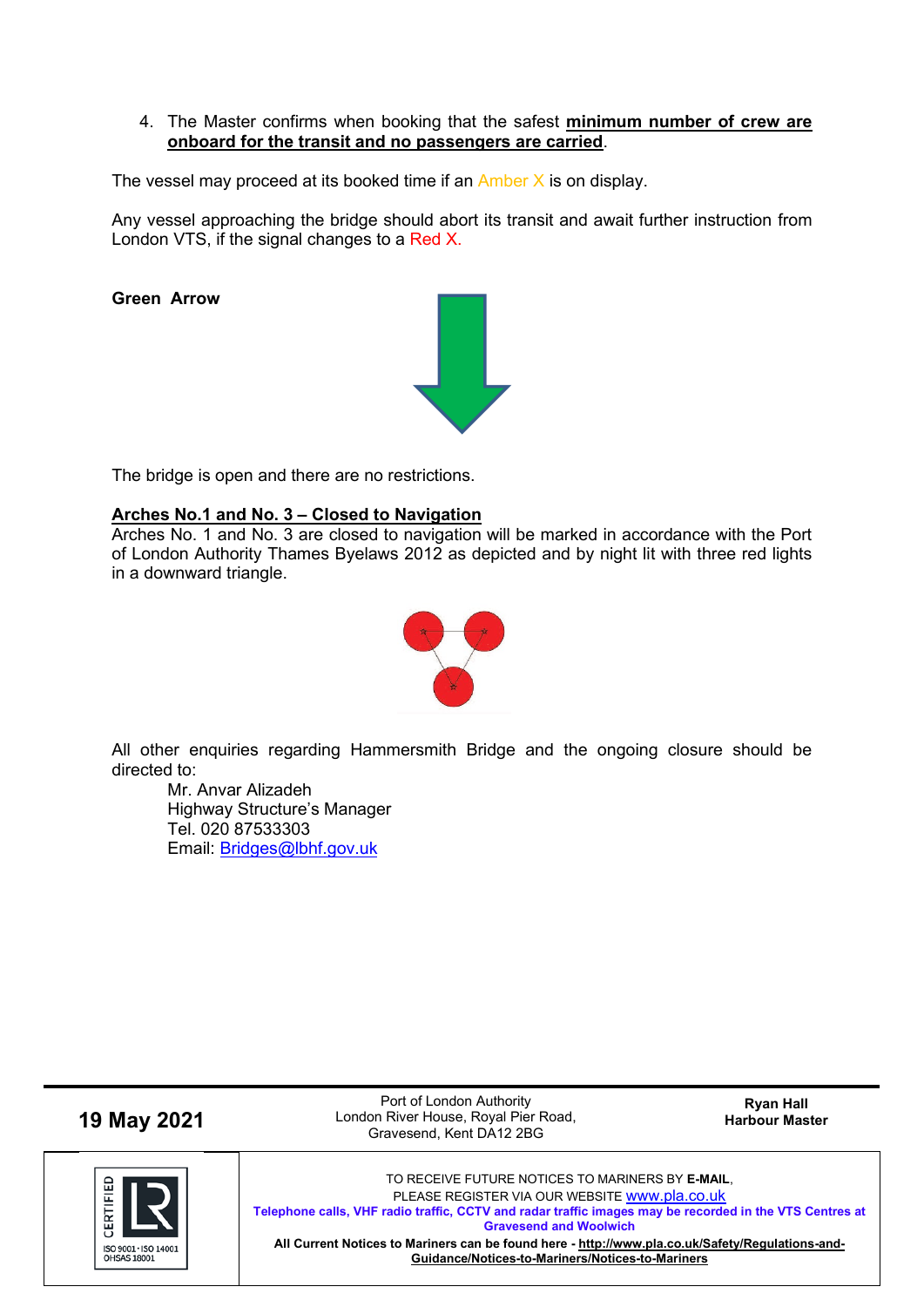4. The Master confirms when booking that the safest **minimum number of crew are onboard for the transit and no passengers are carried**.

The vessel may proceed at its booked time if an Amber X is on display.

Any vessel approaching the bridge should abort its transit and await further instruction from London VTS, if the signal changes to a Red X.

**Green Arrow**

The bridge is open and there are no restrictions.

**Arches No.1 and No. 3 – Closed to Navigation**

Arches No. 1 and No. 3 are closed to navigation will be marked in accordance with the Port of London Authority Thames Byelaws 2012 as depicted and by night lit with three red lights in a downward triangle.

All other enquiries regarding Hammersmith Bridge and the ongoing closure should be directed to:

Mr. Anvar Alizadeh
Highway Structure's Manager
Tel. 020 87533303
Email: Bridges@lbhf.gov.uk

**19 May 2021**

Port of London Authority
London River House, Royal Pier Road,
Gravesend, Kent DA12 2BG

**Ryan Hall**
**Harbour Master**

TO RECEIVE FUTURE NOTICES TO MARINERS BY **E-MAIL**,
PLEASE REGISTER VIA OUR WEBSITE www.pla.co.uk

**Telephone calls, VHF radio traffic, CCTV and radar traffic images may be recorded in the VTS Centres at Gravesend and Woolwich**

**All Current Notices to Mariners can be found here - http://www.pla.co.uk/Safety/Regulations-and-Guidance/Notices-to-Mariners/Notices-to-Mariners**